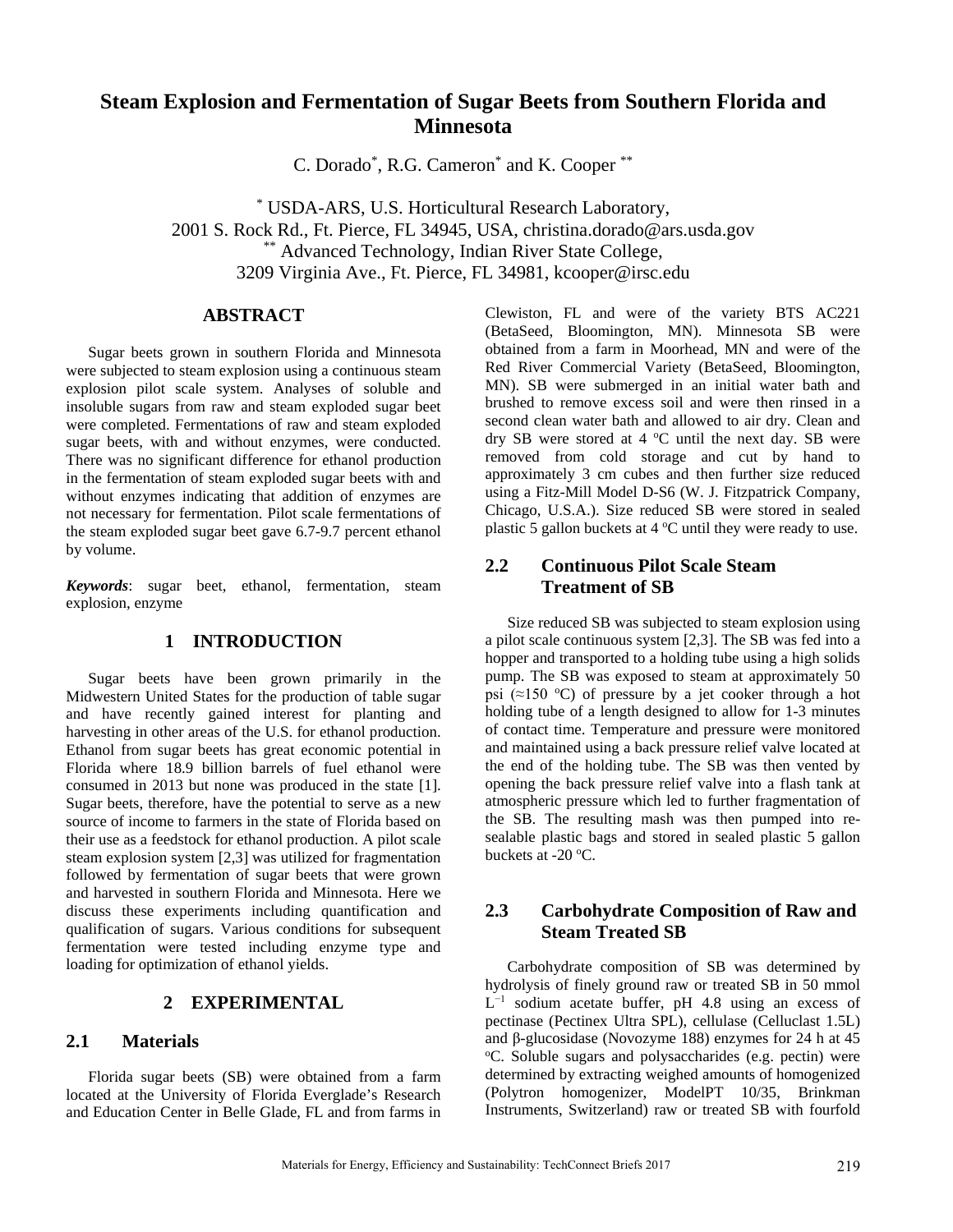# Steam Explosion and Fermentation of Sugar Beets from Southern Florida and Minnesota

C. Dorado[*], R.G. Cameron[*] and K. Cooper[**]

[*] USDA-ARS, U.S. Horticultural Research Laboratory,
2001 S. Rock Rd., Ft. Pierce, FL 34945, USA, christina.dorado@ars.usda.gov
[**] Advanced Technology, Indian River State College,
3209 Virginia Ave., Ft. Pierce, FL 34981, kcooper@irsc.edu

## ABSTRACT

Sugar beets grown in southern Florida and Minnesota were subjected to steam explosion using a continuous steam explosion pilot scale system. Analyses of soluble and insoluble sugars from raw and steam exploded sugar beet were completed. Fermentations of raw and steam exploded sugar beets, with and without enzymes, were conducted. There was no significant difference for ethanol production in the fermentation of steam exploded sugar beets with and without enzymes indicating that addition of enzymes are not necessary for fermentation. Pilot scale fermentations of the steam exploded sugar beet gave 6.7-9.7 percent ethanol by volume.

***Keywords***: sugar beet, ethanol, fermentation, steam explosion, enzyme

## 1 INTRODUCTION

Sugar beets have been grown primarily in the Midwestern United States for the production of table sugar and have recently gained interest for planting and harvesting in other areas of the U.S. for ethanol production. Ethanol from sugar beets has great economic potential in Florida where 18.9 billion barrels of fuel ethanol were consumed in 2013 but none was produced in the state [1]. Sugar beets, therefore, have the potential to serve as a new source of income to farmers in the state of Florida based on their use as a feedstock for ethanol production. A pilot scale steam explosion system [2,3] was utilized for fragmentation followed by fermentation of sugar beets that were grown and harvested in southern Florida and Minnesota. Here we discuss these experiments including quantification and qualification of sugars. Various conditions for subsequent fermentation were tested including enzyme type and loading for optimization of ethanol yields.

## 2 EXPERIMENTAL

### 2.1 Materials

Florida sugar beets (SB) were obtained from a farm located at the University of Florida Everglade's Research and Education Center in Belle Glade, FL and from farms in Clewiston, FL and were of the variety BTS AC221 (BetaSeed, Bloomington, MN). Minnesota SB were obtained from a farm in Moorhead, MN and were of the Red River Commercial Variety (BetaSeed, Bloomington, MN). SB were submerged in an initial water bath and brushed to remove excess soil and were then rinsed in a second clean water bath and allowed to air dry. Clean and dry SB were stored at 4 $^{o}$C until the next day. SB were removed from cold storage and cut by hand to approximately 3 cm cubes and then further size reduced using a Fitz-Mill Model D-S6 (W. J. Fitzpatrick Company, Chicago, U.S.A.). Size reduced SB were stored in sealed plastic 5 gallon buckets at 4 $^{o}$C until they were ready to use.

### 2.2 Continuous Pilot Scale Steam Treatment of SB

Size reduced SB was subjected to steam explosion using a pilot scale continuous system [2,3]. The SB was fed into a hopper and transported to a holding tube using a high solids pump. The SB was exposed to steam at approximately 50 psi (≈150 $^{o}$C) of pressure by a jet cooker through a hot holding tube of a length designed to allow for 1-3 minutes of contact time. Temperature and pressure were monitored and maintained using a back pressure relief valve located at the end of the holding tube. The SB was then vented by opening the back pressure relief valve into a flash tank at atmospheric pressure which led to further fragmentation of the SB. The resulting mash was then pumped into re-sealable plastic bags and stored in sealed plastic 5 gallon buckets at -20 $^{o}$C.

### 2.3 Carbohydrate Composition of Raw and Steam Treated SB

Carbohydrate composition of SB was determined by hydrolysis of finely ground raw or treated SB in 50 mmol $L^{-1}$ sodium acetate buffer, pH 4.8 using an excess of pectinase (Pectinex Ultra SPL), cellulase (Celluclast 1.5L) and β-glucosidase (Novozyme 188) enzymes for 24 h at 45 $^{o}$C. Soluble sugars and polysaccharides (e.g. pectin) were determined by extracting weighed amounts of homogenized (Polytron homogenizer, ModelPT 10/35, Brinkman Instruments, Switzerland) raw or treated SB with fourfold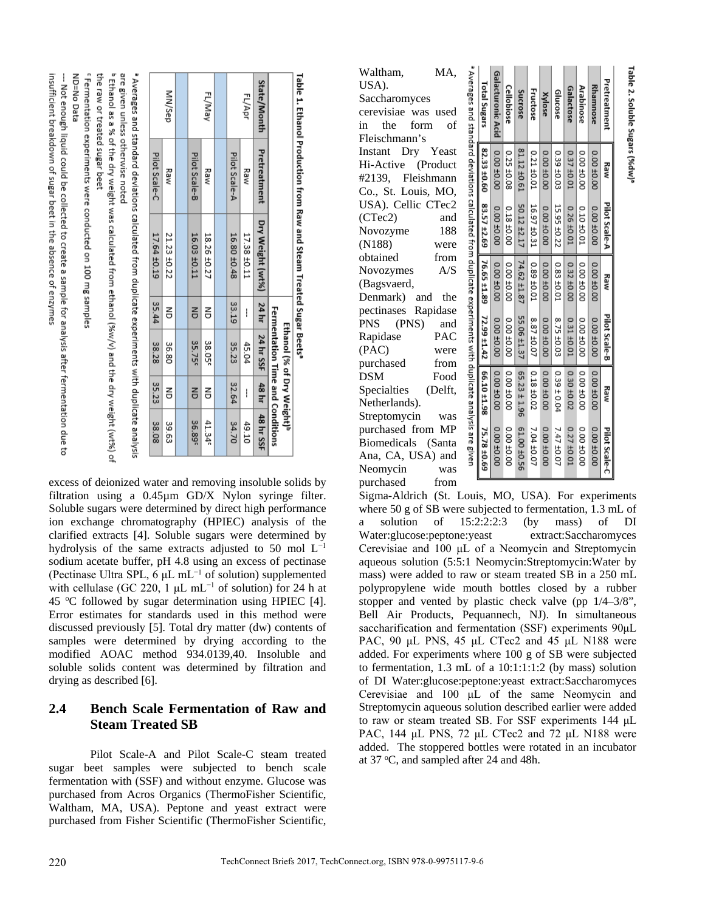**Table 1. Ethanol Production from Raw and Steam Treated Sugar Beets[a]**

| State/Month | Pretreatment | Dry Weight (wt%) | Ethanol (% of Dry Weight)[b] Fermentation Time and Conditions | | | |
|---|---|---|---|---|---|---|
| | | | 24 hr | 24 hr SSF | 48 hr | 48 hr SSF |
| FL/Apr | Raw | 17.38 ±0.11 | --- | 45.04 | --- | 49.10 |
| | Pilot Scale-A | 16.80 ±0.48 | 33.19 | 35.23 | 32.64 | 34.70 |
| FL/May | Raw | 18.26 ±0.27 | ND | 38.05[c] | ND | 41.34[c] |
| | Pilot Scale-B | 16.03 ±0.11 | ND | 35.75[c] | ND | 36.89[c] |
| MN/Sep | Raw | 21.23 ±0.22 | ND | 36.80 | ND | 39.63 |
| | Pilot Scale-C | 17.64 ±0.19 | 35.44 | 38.28 | 35.23 | 38.08 |

[a] Averages and standard deviations calculated from duplicate experiments with duplicate analysis are given unless otherwise noted
[b] Ethanol as a % of the dry weight was calculated from ethanol (%w/v) and the dry weight (wt%) of the raw or treated sugar beet
[c] Fermentation experiments were conducted on 100 mg samples
ND=No Data
--- Not enough liquid could be collected to create a sample for analysis after fermentation due to insufficient breakdown of sugar beet in the absence of enzymes

**Table 2. Soluble Sugars (%dw)[a]**

| Pretreatment | Raw | Pilot Scale-A | Raw | Pilot Scale-B | Raw | Pilot Scale-C |
|---|---|---|---|---|---|---|
| Rhamnose | 0.00 ±0.00 | 0.00 ±0.00 | 0.00 ±0.00 | 0.00 ±0.00 | 0.00 ±0.00 | 0.00 ±0.00 |
| Arabinose | 0.00 ±0.00 | 0.10 ±0.01 | 0.00 ±0.00 | 0.00 ±0.00 | 0.00 ±0.00 | 0.00 ±0.00 |
| Galactose | 0.37 ±0.01 | 0.26 ±0.01 | 0.32 ±0.00 | 0.31 ±0.01 | 0.30 ±0.02 | 0.27 ±0.01 |
| Glucose | 0.39 ±0.03 | 15.95 ±0.22 | 0.83 ±0.01 | 8.75 ±0.03 | 0.39 ± 0.04 | 7.47 ±0.07 |
| Xylose | 0.00 ±0.00 | 0.00 ±0.00 | 0.00 ±0.00 | 0.00 ±0.00 | 0.00 ±0.00 | 0.00 ±0.00 |
| Fructose | 0.21 ±0.01 | 16.97 ±0.31 | 0.89 ±0.01 | 8.87 ±0.07 | 0.18 ±0.02 | 7.04 ±0.07 |
| Sucrose | 81.12 ±0.61 | 50.12 ±2.17 | 74.62 ±1.87 | 55.06 ±1.37 | 65.23 ± 1.96 | 61.00 ±0.56 |
| Cellobiose | 0.25 ±0.08 | 0.18 ±0.00 | 0.00 ±0.00 | 0.00 ±0.00 | 0.00 ±0.00 | 0.00 ±0.00 |
| Galacturonic Acid | 0.00 ±0.00 | 0.00 ±0.00 | 0.00 ±0.00 | 0.00 ±0.00 | 0.00 ±0.00 | 0.00 ±0.00 |
| Total Sugars | 82.33 ±0.60 | 83.57 ±2.69 | 76.65 ±1.89 | 72.99 ±1.42 | 66.10 ±1.98 | 75.78 ±0.69 |

[a] Averages and standard deviations calculated from duplicate experiments with duplicate analysis are given

excess of deionized water and removing insoluble solids by filtration using a 0.45µm GD/X Nylon syringe filter. Soluble sugars were determined by direct high performance ion exchange chromatography (HPIEC) analysis of the clarified extracts [4]. Soluble sugars were determined by hydrolysis of the same extracts adjusted to 50 mol $L^{-1}$ sodium acetate buffer, pH 4.8 using an excess of pectinase (Pectinase Ultra SPL, 6 µL $mL^{-1}$ of solution) supplemented with cellulase (GC 220, 1 µL $mL^{-1}$ of solution) for 24 h at 45 °C followed by sugar determination using HPIEC [4]. Error estimates for standards used in this method were discussed previously [5]. Total dry matter (dw) contents of samples were determined by drying according to the modified AOAC method 934.0139,40. Insoluble and soluble solids content was determined by filtration and drying as described [6].

## 2.4 Bench Scale Fermentation of Raw and Steam Treated SB

Pilot Scale-A and Pilot Scale-C steam treated sugar beet samples were subjected to bench scale fermentation with (SSF) and without enzyme. Glucose was purchased from Acros Organics (ThermoFisher Scientific, Waltham, MA, USA). Peptone and yeast extract were purchased from Fisher Scientific (ThermoFisher Scientific, Waltham, MA, USA). Saccharomyces cerevisiae was used in the form of Fleischmann's Instant Dry Yeast Hi-Active (Product #2139, Fleishmann Co., St. Louis, MO, USA). Cellic CTec2 (CTec2) and Novozyme 188 (N188) were obtained from Novozymes A/S (Bagsvaerd, Denmark) and the pectinases Rapidase PNS (PNS) and Rapidase PAC (PAC) were purchased from DSM Food Specialties (Delft, Netherlands). Streptomycin was purchased from MP Biomedicals (Santa Ana, CA, USA) and Neomycin was purchased from Sigma-Aldrich (St. Louis, MO, USA). For experiments where 50 g of SB were subjected to fermentation, 1.3 mL of a solution of 15:2:2:2:3 (by mass) of DI Water:glucose:peptone:yeast extract:Saccharomyces Cerevisiae and 100 µL of a Neomycin and Streptomycin aqueous solution (5:5:1 Neomycin:Streptomycin:Water by mass) were added to raw or steam treated SB in a 250 mL polypropylene wide mouth bottles closed by a rubber stopper and vented by plastic check valve (pp 1/4–3/8", Bell Air Products, Pequannech, NJ). In simultaneous saccharification and fermentation (SSF) experiments 90µL PAC, 90 µL PNS, 45 µL CTec2 and 45 µL N188 were added. For experiments where 100 g of SB were subjected to fermentation, 1.3 mL of a 10:1:1:1:2 (by mass) solution of DI Water:glucose:peptone:yeast extract:Saccharomyces Cerevisiae and 100 µL of the same Neomycin and Streptomycin aqueous solution described earlier were added to raw or steam treated SB. For SSF experiments 144 µL PAC, 144 µL PNS, 72 µL CTec2 and 72 µL N188 were added. The stoppered bottles were rotated in an incubator at 37 °C, and sampled after 24 and 48h.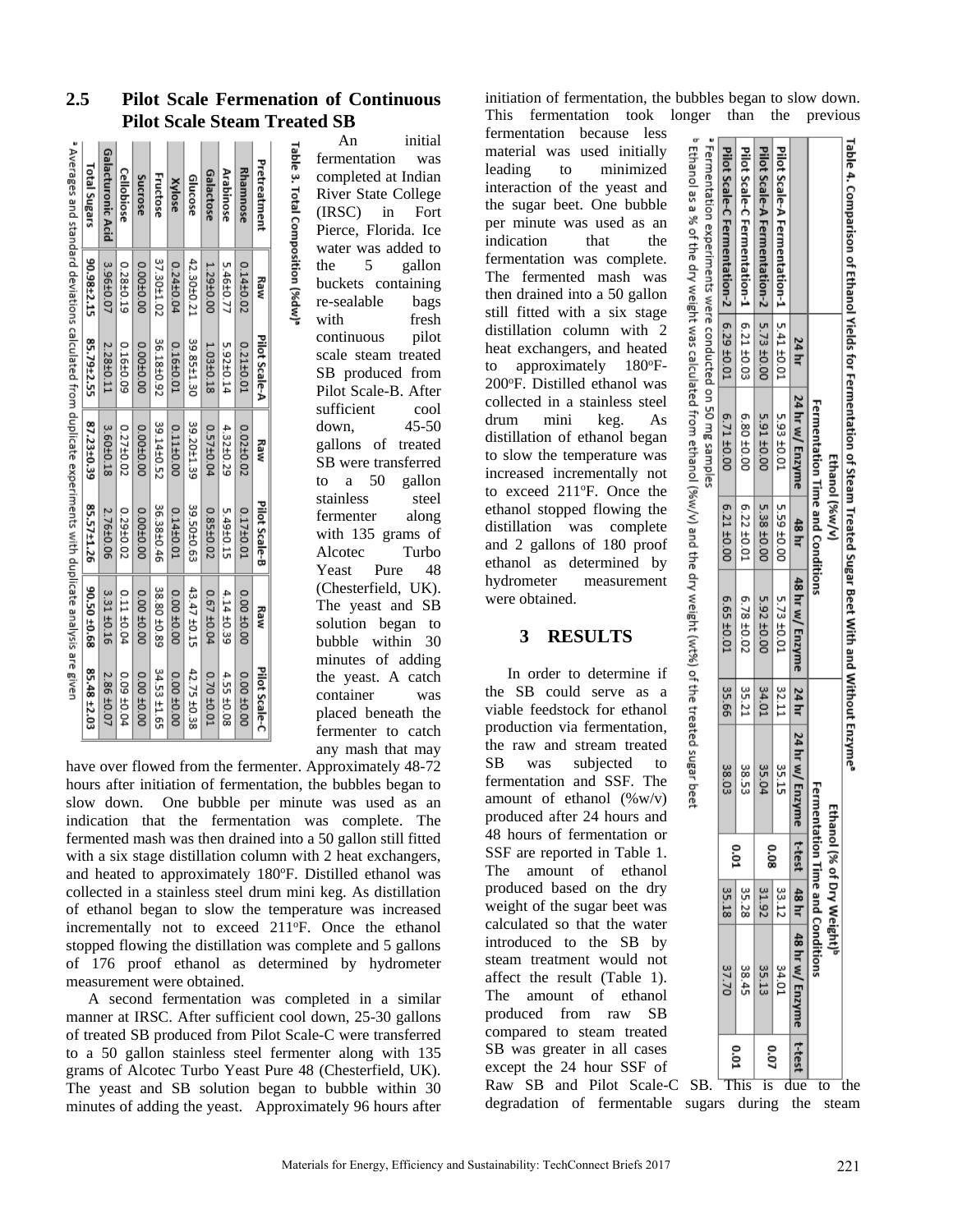## 2.5 Pilot Scale Fermenation of Continuous Pilot Scale Steam Treated SB

**Table 3. Total Composition (%dw)[a]**

| Pretreatment | Raw | Pilot Scale-A | Raw | Pilot Scale-B | Raw | Pilot Scale-C |
|---|---|---|---|---|---|---|
| Rhamnose | 0.14±0.02 | 0.21±0.01 | 0.02±0.02 | 0.17±0.01 | 0.00 ±0.00 | 0.00 ±0.00 |
| Arabinose | 5.46±0.77 | 5.92±0.14 | 4.32±0.29 | 5.49±0.15 | 4.14 ±0.39 | 4.55 ±0.08 |
| Galactose | 1.29±0.00 | 1.03±0.18 | 0.57±0.04 | 0.85±0.02 | 0.67 ±0.04 | 0.70 ±0.01 |
| Glucose | 42.30±0.21 | 39.85±1.30 | 39.20±1.39 | 39.50±0.63 | 43.47 ±0.15 | 42.75 ±0.38 |
| Xylose | 0.24±0.04 | 0.16±0.01 | 0.11±0.00 | 0.14±0.01 | 0.00 ±0.00 | 0.00 ±0.00 |
| Fructose | 37.30±1.02 | 36.18±0.92 | 39.14±0.52 | 36.38±0.46 | 38.80 ±0.89 | 34.53 ±1.65 |
| Sucrose | 0.00±0.00 | 0.00±0.00 | 0.00±0.00 | 0.00±0.00 | 0.00 ±0.00 | 0.00 ±0.00 |
| Cellobiose | 0.28±0.19 | 0.16±0.09 | 0.27±0.02 | 0.29±0.02 | 0.11 ±0.04 | 0.09 ±0.04 |
| Galacturonic Acid | 3.96±0.07 | 2.28±0.11 | 3.60±0.18 | 2.76±0.06 | 3.31 ±0.16 | 2.86 ±0.07 |
| **Total Sugars** | **90.98±2.15** | **85.79±2.55** | **87.23±0.39** | **85.57±1.26** | **90.50 ±0.68** | **85.48 ±2.03** |

[a] Averages and standard deviations calculated from duplicate experiments with duplicate analysis are given

An initial fermentation was completed at Indian River State College (IRSC) in Fort Pierce, Florida. Ice water was added to the 5 gallon buckets containing re-sealable bags with fresh continuous pilot scale steam treated SB produced from Pilot Scale-B. After sufficient cool down, 45-50 gallons of treated SB were transferred to a 50 gallon stainless steel fermenter along with 135 grams of Alcotec Turbo Yeast Pure 48 (Chesterfield, UK). The yeast and SB solution began to bubble within 30 minutes of adding the yeast. A catch container was placed beneath the fermenter to catch any mash that may have over flowed from the fermenter. Approximately 48-72 hours after initiation of fermentation, the bubbles began to slow down. One bubble per minute was used as an indication that the fermentation was complete. The fermented mash was then drained into a 50 gallon still fitted with a six stage distillation column with 2 heat exchangers, and heated to approximately 180°F. Distilled ethanol was collected in a stainless steel drum mini keg. As distillation of ethanol began to slow the temperature was increased incrementally not to exceed 211°F. Once the ethanol stopped flowing the distillation was complete and 5 gallons of 176 proof ethanol as determined by hydrometer measurement were obtained.

A second fermentation was completed in a similar manner at IRSC. After sufficient cool down, 25-30 gallons of treated SB produced from Pilot Scale-C were transferred to a 50 gallon stainless steel fermenter along with 135 grams of Alcotec Turbo Yeast Pure 48 (Chesterfield, UK). The yeast and SB solution began to bubble within 30 minutes of adding the yeast. Approximately 96 hours after initiation of fermentation, the bubbles began to slow down. This fermentation took longer than the previous fermentation because less material was used initially leading to minimized interaction of the yeast and the sugar beet. One bubble per minute was used as an indication that the fermentation was complete. The fermented mash was then drained into a 50 gallon still fitted with a six stage distillation column with 2 heat exchangers, and heated to approximately 180°F-200°F. Distilled ethanol was collected in a stainless steel drum mini keg. As distillation of ethanol began to slow the temperature was increased incrementally not to exceed 211°F. Once the ethanol stopped flowing the distillation was complete and 2 gallons of 180 proof ethanol as determined by hydrometer measurement were obtained.

**Table 4. Comparison of Ethanol Yields for Fermentation of Steam Treated Sugar Beet With and Without Enzyme[a]**

| | Ethanol (%w/v) | | | | Ethanol (% of Dry Weight)[b] | | | | | |
|---|---|---|---|---|---|---|---|---|---|---|
| | Fermentation Time and Conditions | | | | Fermentation Time and Conditions | | | | | |
| | 24 hr | 24 hr w/ Enzyme | 48 hr | 48 hr w/ Enzyme | 24 hr | 24 hr w/ Enzyme | t-test | 48 hr | 48 hr w/ Enzyme | t-test |
| Pilot Scale-A Fermentation-1 | 5.41 ±0.01 | 5.93 ±0.01 | 5.59 ±0.00 | 5.73 ±0.01 | 32.11 | 35.15 | 0.08 | 33.12 | 34.01 | 0.07 |
| Pilot Scale-A Fermentation-2 | 5.73 ±0.00 | 5.91 ±0.00 | 5.38 ±0.00 | 5.92 ±0.00 | 34.01 | 35.04 | | 31.92 | 35.13 | |
| Pilot Scale-C Fermentation-1 | 6.21 ±0.03 | 6.80 ±0.00 | 6.22 ±0.01 | 6.78 ±0.02 | 35.21 | 38.53 | 0.01 | 35.28 | 38.45 | 0.01 |
| Pilot Scale-C Fermentation-2 | 6.29 ±0.01 | 6.71 ±0.00 | 6.21 ±0.00 | 6.65 ±0.01 | 35.66 | 38.03 | | 35.18 | 37.70 | |

[a] Fermentation experiments were conducted on 50 mg samples

[b] Ethanol as a % of the dry weight was calculated from ethanol (%w/v) and the dry weight (wt%) of the treated sugar beet

## 3 RESULTS

In order to determine if the SB could serve as a viable feedstock for ethanol production via fermentation, the raw and stream treated SB was subjected to fermentation and SSF. The amount of ethanol (%w/v) produced after 24 hours and 48 hours of fermentation or SSF are reported in Table 1. The amount of ethanol produced based on the dry weight of the sugar beet was calculated so that the water introduced to the SB by steam treatment would not affect the result (Table 1). The amount of ethanol produced from raw SB compared to steam treated SB was greater in all cases except the 24 hour SSF of Raw SB and Pilot Scale-C SB. This is due to the degradation of fermentable sugars during the steam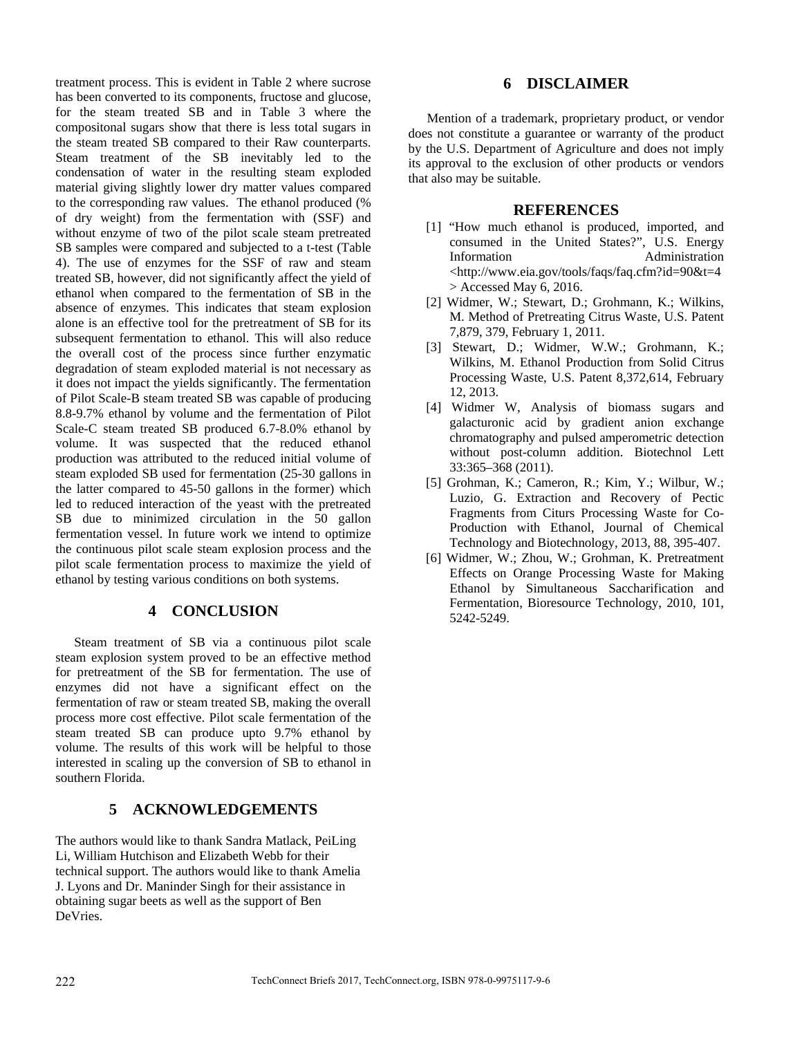treatment process. This is evident in Table 2 where sucrose has been converted to its components, fructose and glucose, for the steam treated SB and in Table 3 where the compositonal sugars show that there is less total sugars in the steam treated SB compared to their Raw counterparts. Steam treatment of the SB inevitably led to the condensation of water in the resulting steam exploded material giving slightly lower dry matter values compared to the corresponding raw values. The ethanol produced (% of dry weight) from the fermentation with (SSF) and without enzyme of two of the pilot scale steam pretreated SB samples were compared and subjected to a t-test (Table 4). The use of enzymes for the SSF of raw and steam treated SB, however, did not significantly affect the yield of ethanol when compared to the fermentation of SB in the absence of enzymes. This indicates that steam explosion alone is an effective tool for the pretreatment of SB for its subsequent fermentation to ethanol. This will also reduce the overall cost of the process since further enzymatic degradation of steam exploded material is not necessary as it does not impact the yields significantly. The fermentation of Pilot Scale-B steam treated SB was capable of producing 8.8-9.7% ethanol by volume and the fermentation of Pilot Scale-C steam treated SB produced 6.7-8.0% ethanol by volume. It was suspected that the reduced ethanol production was attributed to the reduced initial volume of steam exploded SB used for fermentation (25-30 gallons in the latter compared to 45-50 gallons in the former) which led to reduced interaction of the yeast with the pretreated SB due to minimized circulation in the 50 gallon fermentation vessel. In future work we intend to optimize the continuous pilot scale steam explosion process and the pilot scale fermentation process to maximize the yield of ethanol by testing various conditions on both systems.

## 4 CONCLUSION

Steam treatment of SB via a continuous pilot scale steam explosion system proved to be an effective method for pretreatment of the SB for fermentation. The use of enzymes did not have a significant effect on the fermentation of raw or steam treated SB, making the overall process more cost effective. Pilot scale fermentation of the steam treated SB can produce upto 9.7% ethanol by volume. The results of this work will be helpful to those interested in scaling up the conversion of SB to ethanol in southern Florida.

## 5 ACKNOWLEDGEMENTS

The authors would like to thank Sandra Matlack, PeiLing Li, William Hutchison and Elizabeth Webb for their technical support. The authors would like to thank Amelia J. Lyons and Dr. Maninder Singh for their assistance in obtaining sugar beets as well as the support of Ben DeVries.

## 6 DISCLAIMER

Mention of a trademark, proprietary product, or vendor does not constitute a guarantee or warranty of the product by the U.S. Department of Agriculture and does not imply its approval to the exclusion of other products or vendors that also may be suitable.

## REFERENCES

[1] "How much ethanol is produced, imported, and consumed in the United States?", U.S. Energy Information Administration <http://www.eia.gov/tools/faqs/faq.cfm?id=90&t=4> Accessed May 6, 2016.

[2] Widmer, W.; Stewart, D.; Grohmann, K.; Wilkins, M. Method of Pretreating Citrus Waste, U.S. Patent 7,879, 379, February 1, 2011.

[3] Stewart, D.; Widmer, W.W.; Grohmann, K.; Wilkins, M. Ethanol Production from Solid Citrus Processing Waste, U.S. Patent 8,372,614, February 12, 2013.

[4] Widmer W, Analysis of biomass sugars and galacturonic acid by gradient anion exchange chromatography and pulsed amperometric detection without post-column addition. Biotechnol Lett 33:365–368 (2011).

[5] Grohman, K.; Cameron, R.; Kim, Y.; Wilbur, W.; Luzio, G. Extraction and Recovery of Pectic Fragments from Citurs Processing Waste for Co-Production with Ethanol, Journal of Chemical Technology and Biotechnology, 2013, 88, 395-407.

[6] Widmer, W.; Zhou, W.; Grohman, K. Pretreatment Effects on Orange Processing Waste for Making Ethanol by Simultaneous Saccharification and Fermentation, Bioresource Technology, 2010, 101, 5242-5249.